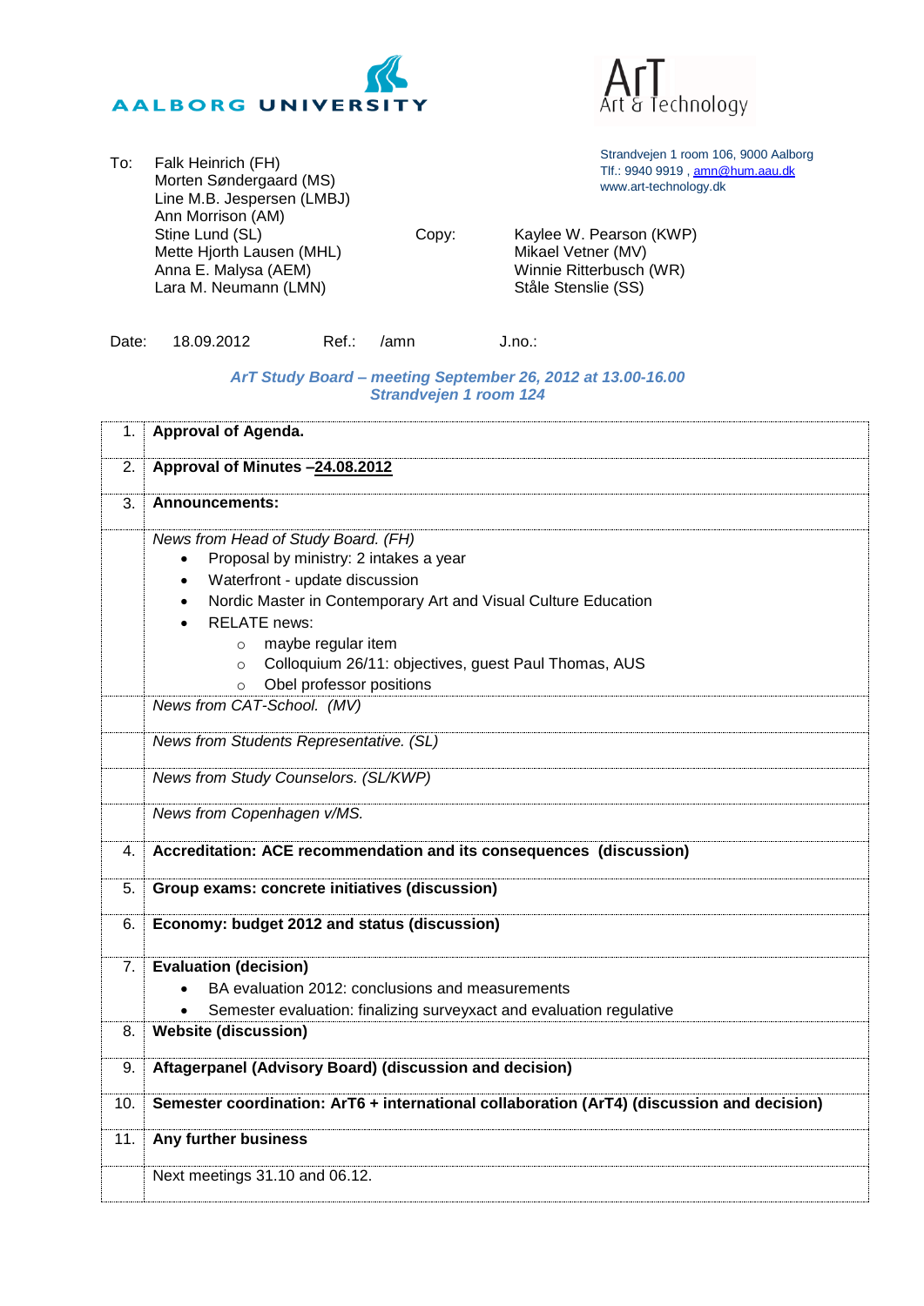AALBORG UNIVERSITY

ArT
Art & Technology

Strandvejen 1 room 106, 9000 Aalborg
Tlf.: 9940 9919 , amn@hum.aau.dk
www.art-technology.dk

To:
Falk Heinrich (FH)
Morten Søndergaard (MS)
Line M.B. Jespersen (LMBJ)
Ann Morrison (AM)
Stine Lund (SL)
Mette Hjorth Lausen (MHL)
Anna E. Malysa (AEM)
Lara M. Neumann (LMN)

Copy:
Kaylee W. Pearson (KWP)
Mikael Vetner (MV)
Winnie Ritterbusch (WR)
Ståle Stenslie (SS)

Date: 18.09.2012 Ref.: /amn J.no.:

***ArT Study Board – meeting September 26, 2012 at 13.00-16.00***
***Strandvejen 1 room 124***

| | |
|---|---|
| 1. | **Approval of Agenda.** |
| 2. | **Approval of Minutes –<u>24.08.2012</u>** |
| 3. | **Announcements:** |
| | *News from Head of Study Board. (FH)*<br>• Proposal by ministry: 2 intakes a year<br>• Waterfront - update discussion<br>• Nordic Master in Contemporary Art and Visual Culture Education<br>• RELATE news:<br>  ○ maybe regular item<br>  ○ Colloquium 26/11: objectives, guest Paul Thomas, AUS<br>  ○ Obel professor positions |
| | *News from CAT-School. (MV)* |
| | *News from Students Representative. (SL)* |
| | *News from Study Counselors. (SL/KWP)* |
| | *News from Copenhagen v/MS.* |
| 4. | **Accreditation: ACE recommendation and its consequences (discussion)** |
| 5. | **Group exams: concrete initiatives (discussion)** |
| 6. | **Economy: budget 2012 and status (discussion)** |
| 7. | **Evaluation (decision)**<br>• BA evaluation 2012: conclusions and measurements<br>• Semester evaluation: finalizing surveyxact and evaluation regulative |
| 8. | **Website (discussion)** |
| 9. | **Aftagerpanel (Advisory Board) (discussion and decision)** |
| 10. | **Semester coordination: ArT6 + international collaboration (ArT4) (discussion and decision)** |
| 11. | **Any further business** |
| | Next meetings 31.10 and 06.12. |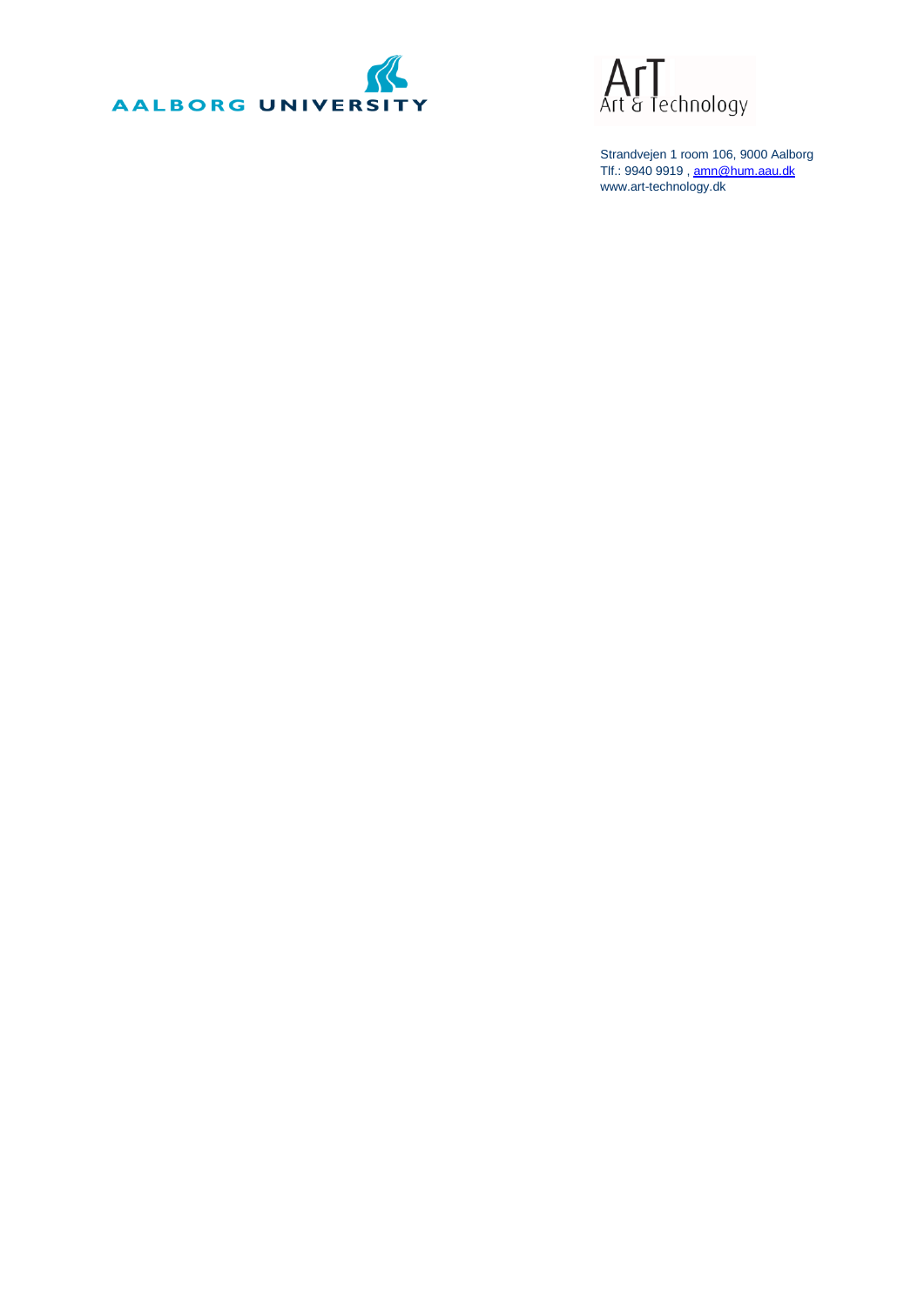AALBORG UNIVERSITY

ArT
Art & Technology

Strandvejen 1 room 106, 9000 Aalborg
Tlf.: 9940 9919 , amn@hum.aau.dk
www.art-technology.dk